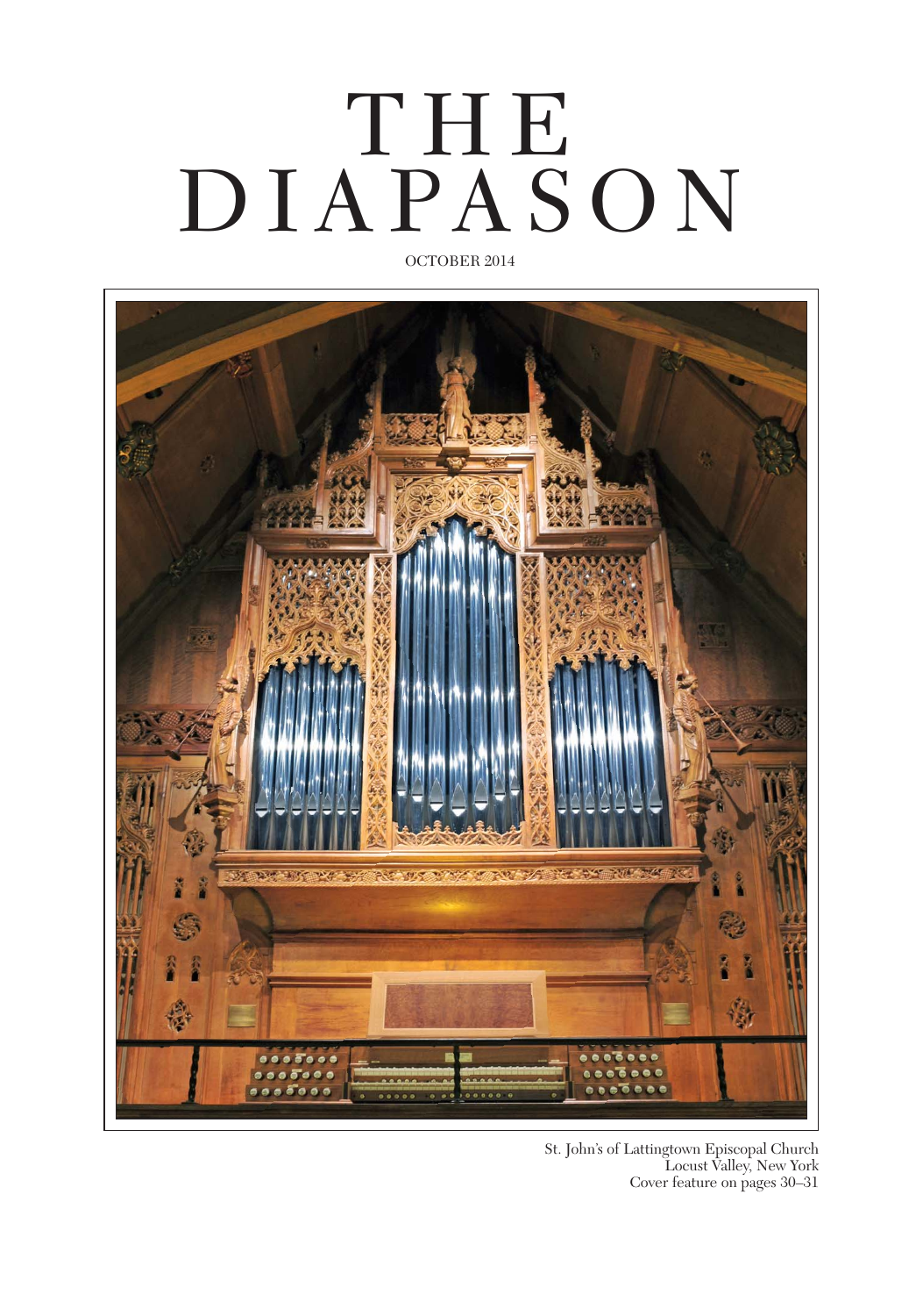# THE DIAPASON

OCTOBER 2014

St. John's of Lattingtown Episcopal Church
Locust Valley, New York
Cover feature on pages 30–31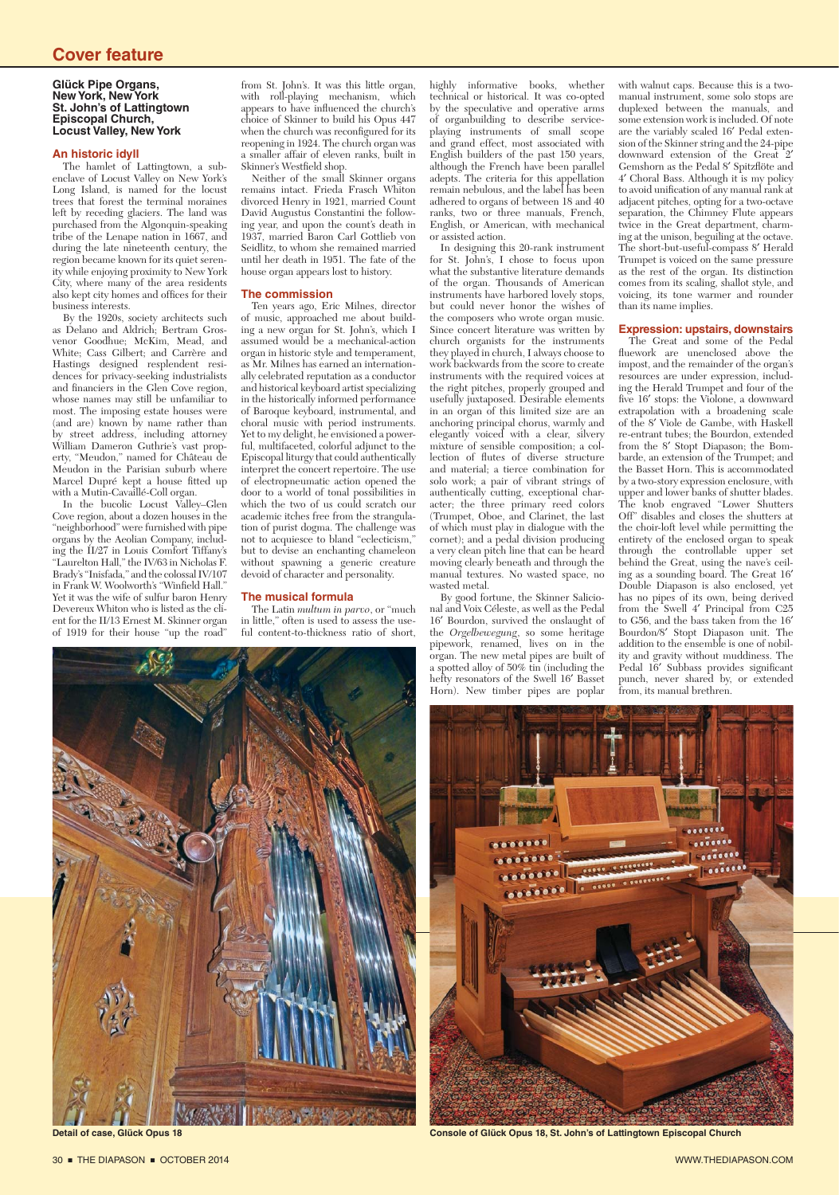# Cover feature

**Glück Pipe Organs, New York, New York**
**St. John's of Lattingtown Episcopal Church, Locust Valley, New York**

## An historic idyll

The hamlet of Lattingtown, a sub-enclave of Locust Valley on New York's Long Island, is named for the locust trees that forest the terminal moraines left by receding glaciers. The land was purchased from the Algonquin-speaking tribe of the Lenape nation in 1667, and during the late nineteenth century, the region became known for its quiet serenity while enjoying proximity to New York City, where many of the area residents also kept city homes and offices for their business interests.

By the 1920s, society architects such as Delano and Aldrich; Bertram Grosvenor Goodhue; McKim, Mead, and White; Cass Gilbert; and Carrère and Hastings designed resplendent residences for privacy-seeking industrialists and financiers in the Glen Cove region, whose names may still be unfamiliar to most. The imposing estate houses were (and are) known by name rather than by street address, including attorney William Dameron Guthrie's vast property, "Meudon," named for Château de Meudon in the Parisian suburb where Marcel Dupré kept a house fitted up with a Mutin-Cavaillé-Coll organ.

In the bucolic Locust Valley–Glen Cove region, about a dozen houses in the "neighborhood" were furnished with pipe organs by the Aeolian Company, including the II/27 in Louis Comfort Tiffany's "Laurelton Hall," the IV/63 in Nicholas F. Brady's "Inisfada," and the colossal IV/107 in Frank W. Woolworth's "Winfield Hall." Yet it was the wife of sulfur baron Henry Devereux Whiton who is listed as the client for the II/13 Ernest M. Skinner organ of 1919 for their house "up the road" from St. John's. It was this little organ, with roll-playing mechanism, which appears to have influenced the church's choice of Skinner to build his Opus 447 when the church was reconfigured for its reopening in 1924. The church organ was a smaller affair of eleven ranks, built in Skinner's Westfield shop.

Neither of the small Skinner organs remains intact. Frieda Frasch Whiton divorced Henry in 1921, married Count David Augustus Constantini the following year, and upon the count's death in 1937, married Baron Carl Gottlieb von Seidlitz, to whom she remained married until her death in 1951. The fate of the house organ appears lost to history.

## The commission

Ten years ago, Eric Milnes, director of music, approached me about building a new organ for St. John's, which I assumed would be a mechanical-action organ in historic style and temperament, as Mr. Milnes has earned an internationally celebrated reputation as a conductor and historical keyboard artist specializing in the historically informed performance of Baroque keyboard, instrumental, and choral music with period instruments. Yet to my delight, he envisioned a powerful, multifaceted, colorful adjunct to the Episcopal liturgy that could authentically interpret the concert repertoire. The use of electropneumatic action opened the door to a world of tonal possibilities in which the two of us could scratch our academic itches free from the strangulation of purist dogma. The challenge was not to acquiesce to bland "eclecticism," but to devise an enchanting chameleon without spawning a generic creature devoid of character and personality.

## The musical formula

The Latin *multum in parvo*, or "much in little," often is used to assess the useful content-to-thickness ratio of short, highly informative books, whether technical or historical. It was co-opted by the speculative and operative arms of organbuilding to describe service-playing instruments of small scope and grand effect, most associated with English builders of the past 150 years, although the French have been parallel adepts. The criteria for this appellation remain nebulous, and the label has been adhered to organs of between 18 and 40 ranks, two or three manuals, French, English, or American, with mechanical or assisted action.

In designing this 20-rank instrument for St. John's, I chose to focus upon what the substantive literature demands of the organ. Thousands of American instruments have harbored lovely stops, but could never honor the wishes of the composers who wrote organ music. Since concert literature was written by church organists for the instruments they played in church, I always choose to work backwards from the score to create instruments with the required voices at the right pitches, properly grouped and usefully juxtaposed. Desirable elements in an organ of this limited size are an anchoring principal chorus, warmly and elegantly voiced with a clear, silvery mixture of sensible composition; a collection of flutes of diverse structure and material; a tierce combination for solo work; a pair of vibrant strings of authentically cutting, exceptional character; the three primary reed colors (Trumpet, Oboe, and Clarinet, the last of which must play in dialogue with the cornet); and a pedal division producing a very clean pitch line that can be heard moving clearly beneath and through the manual textures. No wasted space, no wasted metal.

By good fortune, the Skinner Salicional and Voix Céleste, as well as the Pedal 16′ Bourdon, survived the onslaught of the *Orgelbewegung*, so some heritage pipework, renamed, lives on in the organ. The new metal pipes are built of a spotted alloy of 50% tin (including the hefty resonators of the Swell 16′ Basset Horn). New timber pipes are poplar with walnut caps. Because this is a two-manual instrument, some solo stops are duplexed between the manuals, and some extension work is included. Of note are the variably scaled 16′ Pedal extension of the Skinner string and the 24-pipe downward extension of the Great 2′ Gemshorn as the Pedal 8′ Spitzflöte and 4′ Choral Bass. Although it is my policy to avoid unification of any manual rank at adjacent pitches, opting for a two-octave separation, the Chimney Flute appears twice in the Great department, charming at the unison, beguiling at the octave. The short-but-useful-compass 8′ Herald Trumpet is voiced on the same pressure as the rest of the organ. Its distinction comes from its scaling, shallot style, and voicing, its tone warmer and rounder than its name implies.

## Expression: upstairs, downstairs

The Great and some of the Pedal fluework are unenclosed above the impost, and the remainder of the organ's resources are under expression, including the Herald Trumpet and four of the five 16′ stops: the Violone, a downward extrapolation with a broadening scale of the 8′ Viole de Gambe, with Haskell re-entrant tubes; the Bourdon, extended from the 8′ Stopt Diapason; the Bombarde, an extension of the Trumpet; and the Basset Horn. This is accommodated by a two-story expression enclosure, with upper and lower banks of shutter blades. The knob engraved "Lower Shutters Off" disables and closes the shutters at the choir-loft level while permitting the entirety of the enclosed organ to speak through the controllable upper set behind the Great, using the nave's ceiling as a sounding board. The Great 16′ Double Diapason is also enclosed, yet has no pipes of its own, being derived from the Swell 4′ Principal from C25 to G56, and the bass taken from the 16′ Bourdon/8′ Stopt Diapason unit. The addition to the ensemble is one of nobility and gravity without muddiness. The Pedal 16′ Subbass provides significant punch, never shared by, or extended from, its manual brethren.

Detail of case, Glück Opus 18

Console of Glück Opus 18, St. John's of Lattingtown Episcopal Church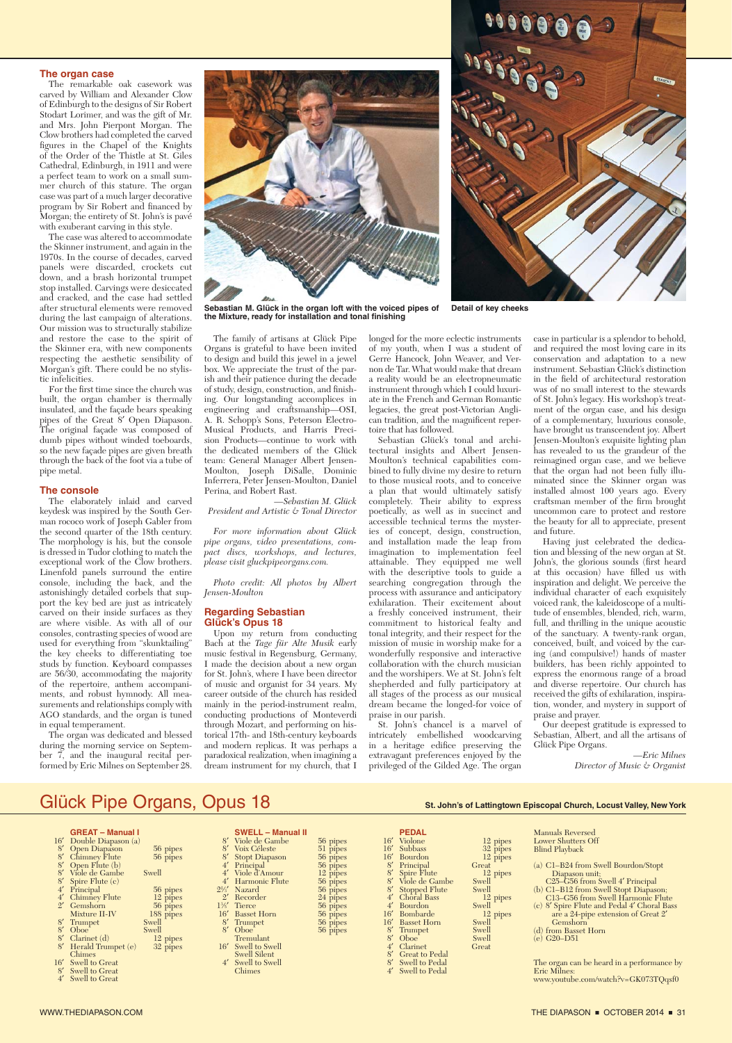### The organ case

The remarkable oak casework was carved by William and Alexander Clow of Edinburgh to the designs of Sir Robert Stodart Lorimer, and was the gift of Mr. and Mrs. John Pierpont Morgan. The Clow brothers had completed the carved figures in the Chapel of the Knights of the Order of the Thistle at St. Giles Cathedral, Edinburgh, in 1911 and were a perfect team to work on a small summer church of this stature. The organ case was part of a much larger decorative program by Sir Robert and financed by Morgan; the entirety of St. John's is pavé with exuberant carving in this style.

The case was altered to accommodate the Skinner instrument, and again in the 1970s. In the course of decades, carved panels were discarded, crockets cut down, and a brash horizontal trumpet stop installed. Carvings were desiccated and cracked, and the case had settled after structural elements were removed during the last campaign of alterations. Our mission was to structurally stabilize and restore the case to the spirit of the Skinner era, with new components respecting the aesthetic sensibility of Morgan's gift. There could be no stylistic infelicities.

For the first time since the church was built, the organ chamber is thermally insulated, and the façade bears speaking pipes of the Great 8′ Open Diapason. The original façade was composed of dumb pipes without winded toeboards, so the new façade pipes are given breath through the back of the foot via a tube of pipe metal.

### The console

The elaborately inlaid and carved keydesk was inspired by the South German rococo work of Joseph Gabler from the second quarter of the 18th century. The morphology is his, but the console is dressed in Tudor clothing to match the exceptional work of the Clow brothers. Linenfold panels surround the entire console, including the back, and the astonishingly detailed corbels that support the key bed are just as intricately carved on their inside surfaces as they are where visible. As with all of our consoles, contrasting species of wood are used for everything from "skunktailing" the key cheeks to differentiating toe studs by function. Keyboard compasses are 56/30, accommodating the majority of the repertoire, anthem accompaniments, and robust hymnody. All measurements and relationships comply with AGO standards, and the organ is tuned in equal temperament.

The organ was dedicated and blessed during the morning service on September 7, and the inaugural recital performed by Eric Milnes on September 28.

Sebastian M. Glück in the organ loft with the voiced pipes of the Mixture, ready for installation and tonal finishing

Detail of key cheeks

The family of artisans at Glück Pipe Organs is grateful to have been invited to design and build this jewel in a jewel box. We appreciate the trust of the parish and their patience during the decade of study, design, construction, and finishing. Our longstanding accomplices in engineering and craftsmanship—OSI, A. R. Schopp's Sons, Peterson Electro-Musical Products, and Harris Precision Products—continue to work with the dedicated members of the Glück team: General Manager Albert Jensen-Moulton, Joseph DiSalle, Dominic Inferrera, Peter Jensen-Moulton, Daniel Perina, and Robert Rast.

—*Sebastian M. Glück*
*President and Artistic & Tonal Director*

*For more information about Glück pipe organs, video presentations, compact discs, workshops, and lectures, please visit gluckpipeorgans.com.*

*Photo credit: All photos by Albert Jensen-Moulton*

### Regarding Sebastian Glück's Opus 18

Upon my return from conducting Bach at the *Tage für Alte Musik* early music festival in Regensburg, Germany, I made the decision about a new organ for St. John's, where I have been director of music and organist for 34 years. My career outside of the church has resided mainly in the period-instrument realm, conducting productions of Monteverdi through Mozart, and performing on historical 17th- and 18th-century keyboards and modern replicas. It was perhaps a paradoxical realization, when imagining a dream instrument for my church, that I longed for the more eclectic instruments of my youth, when I was a student of Gerre Hancock, John Weaver, and Vernon de Tar. What would make that dream a reality would be an electropneumatic instrument through which I could luxuriate in the French and German Romantic legacies, the great post-Victorian Anglican tradition, and the magnificent repertoire that has followed.

Sebastian Glück's tonal and architectural insights and Albert Jensen-Moulton's technical capabilities combined to fully divine my desire to return to those musical roots, and to conceive a plan that would ultimately satisfy completely. Their ability to express poetically, as well as in succinct and accessible technical terms the mysteries of concept, design, construction, and installation made the leap from imagination to implementation feel attainable. They equipped me well with the descriptive tools to guide a searching congregation through the process with assurance and anticipatory exhilaration. Their excitement about a freshly conceived instrument, their commitment to historical fealty and tonal integrity, and their respect for the mission of music in worship make for a wonderfully responsive and interactive collaboration with the church musician and the worshipers. We at St. John's felt shepherded and fully participatory at all stages of the process as our musical dream became the longed-for voice of praise in our parish.

St. John's chancel is a marvel of intricately embellished woodcarving in a heritage edifice preserving the extravagant preferences enjoyed by the privileged of the Gilded Age. The organ case in particular is a splendor to behold, and required the most loving care in its conservation and adaptation to a new instrument. Sebastian Glück's distinction in the field of architectural restoration was of no small interest to the stewards of St. John's legacy. His workshop's treatment of the organ case, and his design of a complementary, luxurious console, have brought us transcendent joy. Albert Jensen-Moulton's exquisite lighting plan has revealed to us the grandeur of the reimagined organ case, and we believe that the organ had not been fully illuminated since the Skinner organ was installed almost 100 years ago. Every craftsman member of the firm brought uncommon care to protect and restore the beauty for all to appreciate, present and future.

Having just celebrated the dedication and blessing of the new organ at St. John's, the glorious sounds (first heard at this occasion) have filled us with inspiration and delight. We perceive the individual character of each exquisitely voiced rank, the kaleidoscope of a multitude of ensembles, blended, rich, warm, full, and thrilling in the unique acoustic of the sanctuary. A twenty-rank organ, conceived, built, and voiced by the caring (and compulsive!) hands of master builders, has been richly appointed to express the enormous range of a broad and diverse repertoire. Our church has received the gifts of exhilaration, inspiration, wonder, and mystery in support of praise and prayer.

Our deepest gratitude is expressed to Sebastian, Albert, and all the artisans of Glück Pipe Organs.

—*Eric Milnes*
*Director of Music & Organist*

# Glück Pipe Organs, Opus 18

**St. John's of Lattingtown Episcopal Church, Locust Valley, New York**

**GREAT – Manual I**

| | | |
|---|---|---|
| 16′ | Double Diapason (a) | |
| 8′ | Open Diapason | 56 pipes |
| 8′ | Chimney Flute | 56 pipes |
| 8′ | Open Flute (b) | |
| 8′ | Viole de Gambe | Swell |
| 8′ | Spire Flute (c) | |
| 4′ | Principal | 56 pipes |
| 4′ | Chimney Flute | 12 pipes |
| 2′ | Gemshorn | 56 pipes |
| | Mixture II-IV | 188 pipes |
| 8′ | Trumpet | Swell |
| 8′ | Oboe | Swell |
| 8′ | Clarinet (d) | 12 pipes |
| 8′ | Herald Trumpet (e) | 32 pipes |
| | Chimes | |
| 16′ | Swell to Great | |
| 8′ | Swell to Great | |
| 4′ | Swell to Great | |

**SWELL – Manual II**

| | | |
|---|---|---|
| 8′ | Viole de Gambe | 56 pipes |
| 8′ | Voix Céleste | 51 pipes |
| 8′ | Stopt Diapason | 56 pipes |
| 4′ | Principal | 56 pipes |
| 4′ | Viole d'Amour | 12 pipes |
| 4′ | Harmonic Flute | 56 pipes |
| 2⅔′ | Nazard | 56 pipes |
| 2′ | Recorder | 24 pipes |
| 1⅗′ | Tierce | 56 pipes |
| 16′ | Basset Horn | 56 pipes |
| 8′ | Trumpet | 56 pipes |
| 8′ | Oboe | 56 pipes |
| | Tremulant | |
| 16′ | Swell to Swell | |
| | Swell Silent | |
| 4′ | Swell to Swell | |
| | Chimes | |

**PEDAL**

| | | |
|---|---|---|
| 16′ | Violone | 12 pipes |
| 16′ | Subbass | 32 pipes |
| 16′ | Bourdon | 12 pipes |
| 8′ | Principal | Great |
| 8′ | Spire Flute | 12 pipes |
| 8′ | Viole de Gambe | Swell |
| 8′ | Stopped Flute | Swell |
| 4′ | Choral Bass | 12 pipes |
| 4′ | Bourdon | Swell |
| 16′ | Bombarde | 12 pipes |
| 16′ | Basset Horn | Swell |
| 8′ | Trumpet | Swell |
| 8′ | Oboe | Swell |
| 4′ | Clarinet | Great |
| 8′ | Great to Pedal | |
| 8′ | Swell to Pedal | |
| 4′ | Swell to Pedal | |

Manuals Reversed
Lower Shutters Off
Blind Playback

(a) C1–B24 from Swell Bourdon/Stopt Diapason unit; C25–G56 from Swell 4′ Principal
(b) C1–B12 from Swell Stopt Diapason; C13–G56 from Swell Harmonic Flute
(c) 8′ Spire Flute and Pedal 4′ Choral Bass are a 24-pipe extension of Great 2′ Gemshorn
(d) from Basset Horn
(e) G20–D51

The organ can be heard in a performance by Eric Milnes:
www.youtube.com/watch?v=GK073TQqsf0